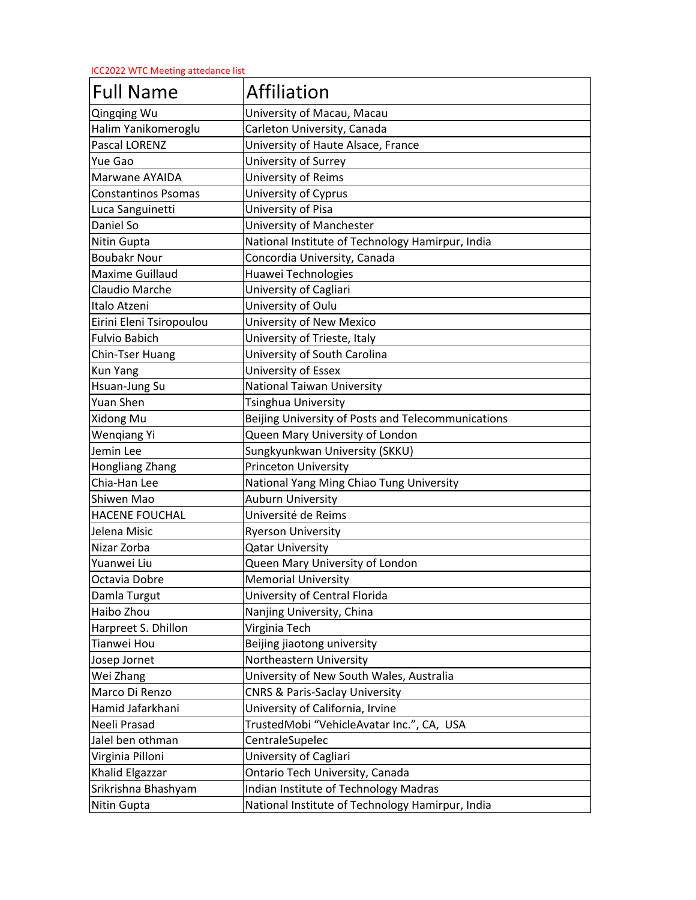ICC2022 WTC Meeting attedance list

| Full Name | Affiliation |
|---|---|
| Qingqing Wu | University of Macau, Macau |
| Halim Yanikomeroglu | Carleton University, Canada |
| Pascal LORENZ | University of Haute Alsace, France |
| Yue Gao | University of Surrey |
| Marwane AYAIDA | University of Reims |
| Constantinos Psomas | University of Cyprus |
| Luca Sanguinetti | University of Pisa |
| Daniel So | University of Manchester |
| Nitin Gupta | National Institute of Technology Hamirpur, India |
| Boubakr Nour | Concordia University, Canada |
| Maxime Guillaud | Huawei Technologies |
| Claudio Marche | University of Cagliari |
| Italo Atzeni | University of Oulu |
| Eirini Eleni Tsiropoulou | University of New Mexico |
| Fulvio Babich | University of Trieste, Italy |
| Chin-Tser Huang | University of South Carolina |
| Kun Yang | University of Essex |
| Hsuan-Jung Su | National Taiwan University |
| Yuan Shen | Tsinghua University |
| Xidong Mu | Beijing University of Posts and Telecommunications |
| Wenqiang Yi | Queen Mary University of London |
| Jemin Lee | Sungkyunkwan University (SKKU) |
| Hongliang Zhang | Princeton University |
| Chia-Han Lee | National Yang Ming Chiao Tung University |
| Shiwen Mao | Auburn University |
| HACENE FOUCHAL | Université de Reims |
| Jelena Misic | Ryerson University |
| Nizar Zorba | Qatar University |
| Yuanwei Liu | Queen Mary University of London |
| Octavia Dobre | Memorial University |
| Damla Turgut | University of Central Florida |
| Haibo Zhou | Nanjing University, China |
| Harpreet S. Dhillon | Virginia Tech |
| Tianwei Hou | Beijing jiaotong university |
| Josep Jornet | Northeastern University |
| Wei Zhang | University of New South Wales, Australia |
| Marco Di Renzo | CNRS & Paris-Saclay University |
| Hamid Jafarkhani | University of California, Irvine |
| Neeli Prasad | TrustedMobi "VehicleAvatar Inc.", CA, USA |
| Jalel ben othman | CentraleSupelec |
| Virginia Pilloni | University of Cagliari |
| Khalid Elgazzar | Ontario Tech University, Canada |
| Srikrishna Bhashyam | Indian Institute of Technology Madras |
| Nitin Gupta | National Institute of Technology Hamirpur, India |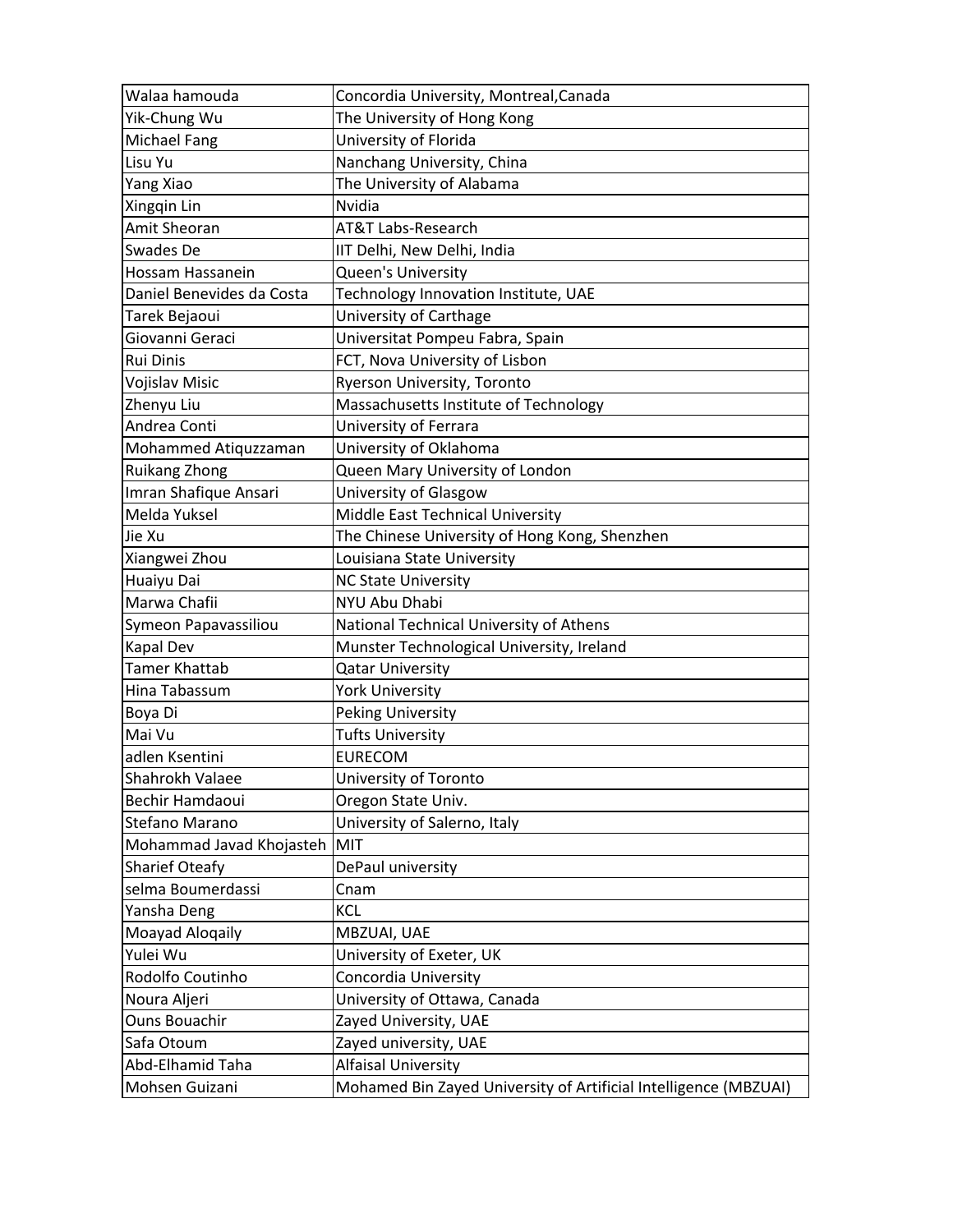| | |
|---|---|
| Walaa hamouda | Concordia University, Montreal,Canada |
| Yik-Chung Wu | The University of Hong Kong |
| Michael Fang | University of Florida |
| Lisu Yu | Nanchang University, China |
| Yang Xiao | The University of Alabama |
| Xingqin Lin | Nvidia |
| Amit Sheoran | AT&T Labs-Research |
| Swades De | IIT Delhi, New Delhi, India |
| Hossam Hassanein | Queen's University |
| Daniel Benevides da Costa | Technology Innovation Institute, UAE |
| Tarek Bejaoui | University of Carthage |
| Giovanni Geraci | Universitat Pompeu Fabra, Spain |
| Rui Dinis | FCT, Nova University of Lisbon |
| Vojislav Misic | Ryerson University, Toronto |
| Zhenyu Liu | Massachusetts Institute of Technology |
| Andrea Conti | University of Ferrara |
| Mohammed Atiquzzaman | University of Oklahoma |
| Ruikang Zhong | Queen Mary University of London |
| Imran Shafique Ansari | University of Glasgow |
| Melda Yuksel | Middle East Technical University |
| Jie Xu | The Chinese University of Hong Kong, Shenzhen |
| Xiangwei Zhou | Louisiana State University |
| Huaiyu Dai | NC State University |
| Marwa Chafii | NYU Abu Dhabi |
| Symeon Papavassiliou | National Technical University of Athens |
| Kapal Dev | Munster Technological University, Ireland |
| Tamer Khattab | Qatar University |
| Hina Tabassum | York University |
| Boya Di | Peking University |
| Mai Vu | Tufts University |
| adlen Ksentini | EURECOM |
| Shahrokh Valaee | University of Toronto |
| Bechir Hamdaoui | Oregon State Univ. |
| Stefano Marano | University of Salerno, Italy |
| Mohammad Javad Khojasteh | MIT |
| Sharief Oteafy | DePaul university |
| selma Boumerdassi | Cnam |
| Yansha Deng | KCL |
| Moayad Aloqaily | MBZUAI, UAE |
| Yulei Wu | University of Exeter, UK |
| Rodolfo Coutinho | Concordia University |
| Noura Aljeri | University of Ottawa, Canada |
| Ouns Bouachir | Zayed University, UAE |
| Safa Otoum | Zayed university, UAE |
| Abd-Elhamid Taha | Alfaisal University |
| Mohsen Guizani | Mohamed Bin Zayed University of Artificial Intelligence (MBZUAI) |